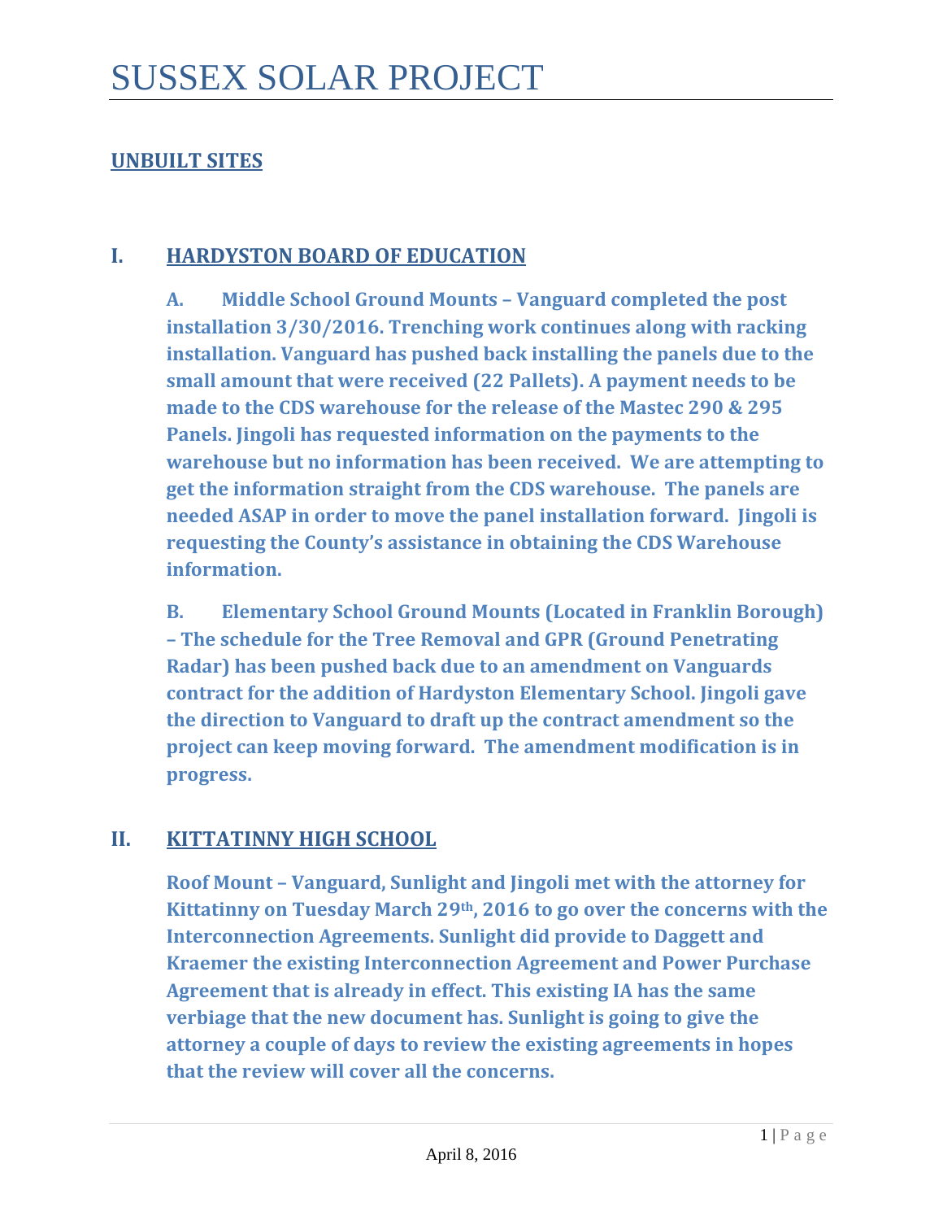# SUSSEX SOLAR PROJECT

## UNBUILT SITES

## I. HARDYSTON BOARD OF EDUCATION

**A. Middle School Ground Mounts – Vanguard completed the post installation 3/30/2016. Trenching work continues along with racking installation. Vanguard has pushed back installing the panels due to the small amount that were received (22 Pallets). A payment needs to be made to the CDS warehouse for the release of the Mastec 290 & 295 Panels. Jingoli has requested information on the payments to the warehouse but no information has been received. We are attempting to get the information straight from the CDS warehouse. The panels are needed ASAP in order to move the panel installation forward. Jingoli is requesting the County's assistance in obtaining the CDS Warehouse information.**

**B. Elementary School Ground Mounts (Located in Franklin Borough) – The schedule for the Tree Removal and GPR (Ground Penetrating Radar) has been pushed back due to an amendment on Vanguards contract for the addition of Hardyston Elementary School. Jingoli gave the direction to Vanguard to draft up the contract amendment so the project can keep moving forward. The amendment modification is in progress.**

## II. KITTATINNY HIGH SCHOOL

**Roof Mount – Vanguard, Sunlight and Jingoli met with the attorney for Kittatinny on Tuesday March 29th, 2016 to go over the concerns with the Interconnection Agreements. Sunlight did provide to Daggett and Kraemer the existing Interconnection Agreement and Power Purchase Agreement that is already in effect. This existing IA has the same verbiage that the new document has. Sunlight is going to give the attorney a couple of days to review the existing agreements in hopes that the review will cover all the concerns.**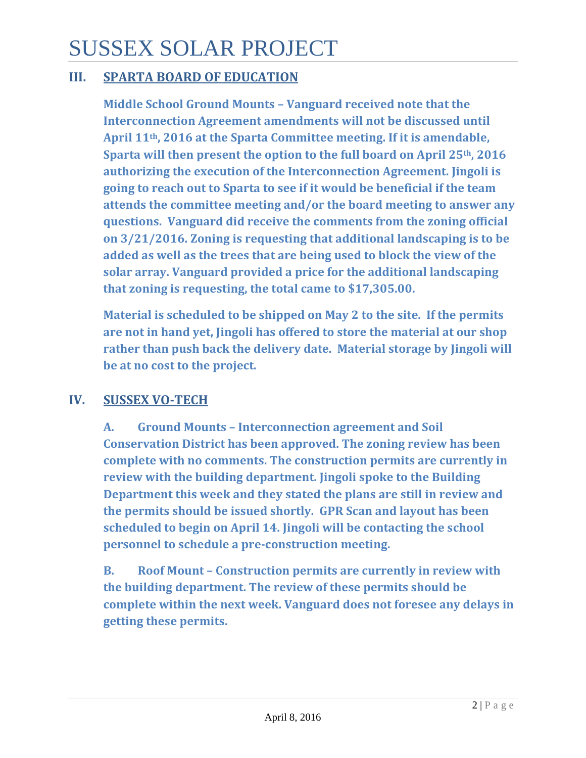## III. SPARTA BOARD OF EDUCATION

**Middle School Ground Mounts – Vanguard received note that the Interconnection Agreement amendments will not be discussed until April 11th, 2016 at the Sparta Committee meeting. If it is amendable, Sparta will then present the option to the full board on April 25th, 2016 authorizing the execution of the Interconnection Agreement. Jingoli is going to reach out to Sparta to see if it would be beneficial if the team attends the committee meeting and/or the board meeting to answer any questions. Vanguard did receive the comments from the zoning official on 3/21/2016. Zoning is requesting that additional landscaping is to be added as well as the trees that are being used to block the view of the solar array. Vanguard provided a price for the additional landscaping that zoning is requesting, the total came to $17,305.00.**

**Material is scheduled to be shipped on May 2 to the site. If the permits are not in hand yet, Jingoli has offered to store the material at our shop rather than push back the delivery date. Material storage by Jingoli will be at no cost to the project.**

## IV. SUSSEX VO-TECH

**A. Ground Mounts – Interconnection agreement and Soil Conservation District has been approved. The zoning review has been complete with no comments. The construction permits are currently in review with the building department. Jingoli spoke to the Building Department this week and they stated the plans are still in review and the permits should be issued shortly. GPR Scan and layout has been scheduled to begin on April 14. Jingoli will be contacting the school personnel to schedule a pre-construction meeting.**

**B. Roof Mount – Construction permits are currently in review with the building department. The review of these permits should be complete within the next week. Vanguard does not foresee any delays in getting these permits.**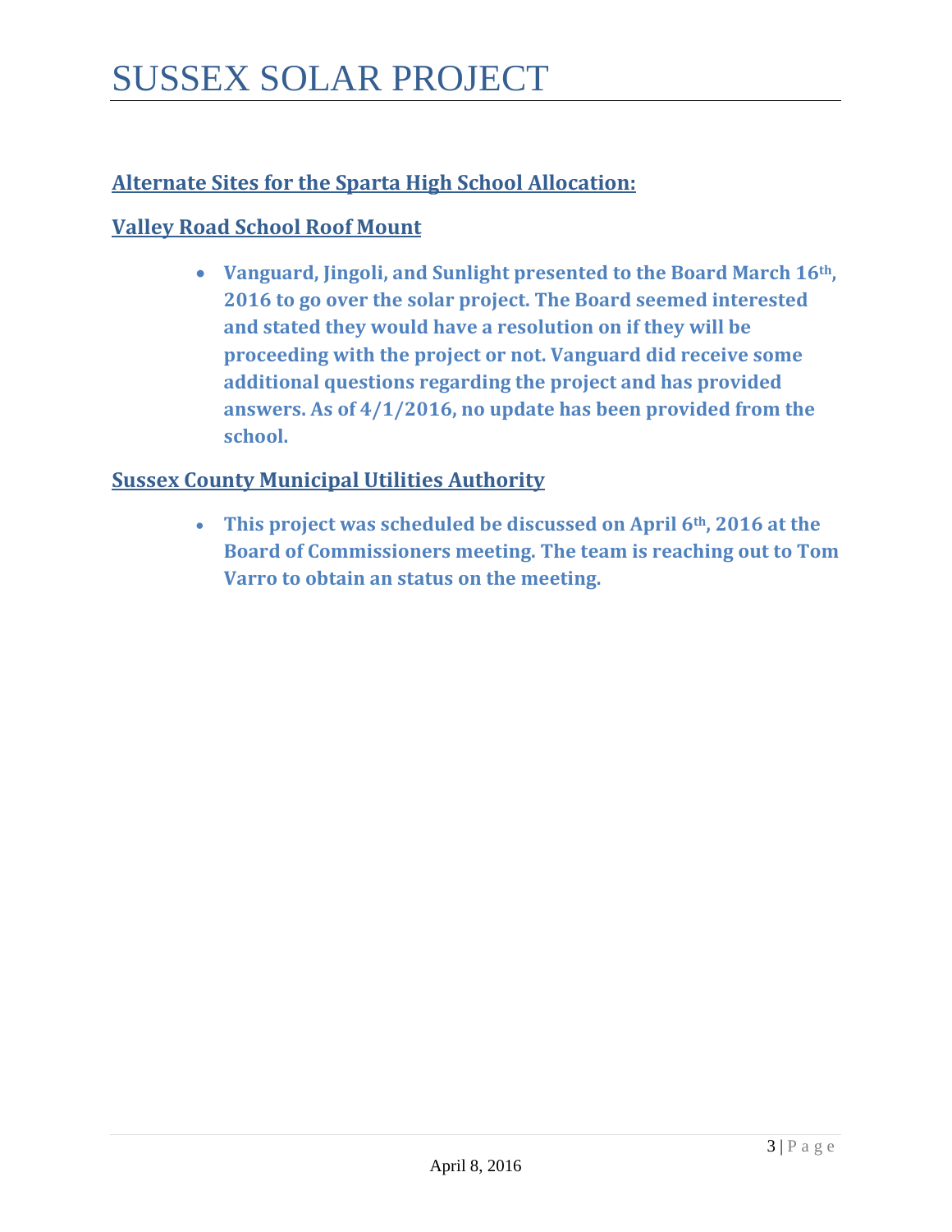# SUSSEX SOLAR PROJECT

## Alternate Sites for the Sparta High School Allocation:

## Valley Road School Roof Mount

- **Vanguard, Jingoli, and Sunlight presented to the Board March 16th, 2016 to go over the solar project. The Board seemed interested and stated they would have a resolution on if they will be proceeding with the project or not. Vanguard did receive some additional questions regarding the project and has provided answers. As of 4/1/2016, no update has been provided from the school.**

## Sussex County Municipal Utilities Authority

- **This project was scheduled be discussed on April 6th, 2016 at the Board of Commissioners meeting. The team is reaching out to Tom Varro to obtain an status on the meeting.**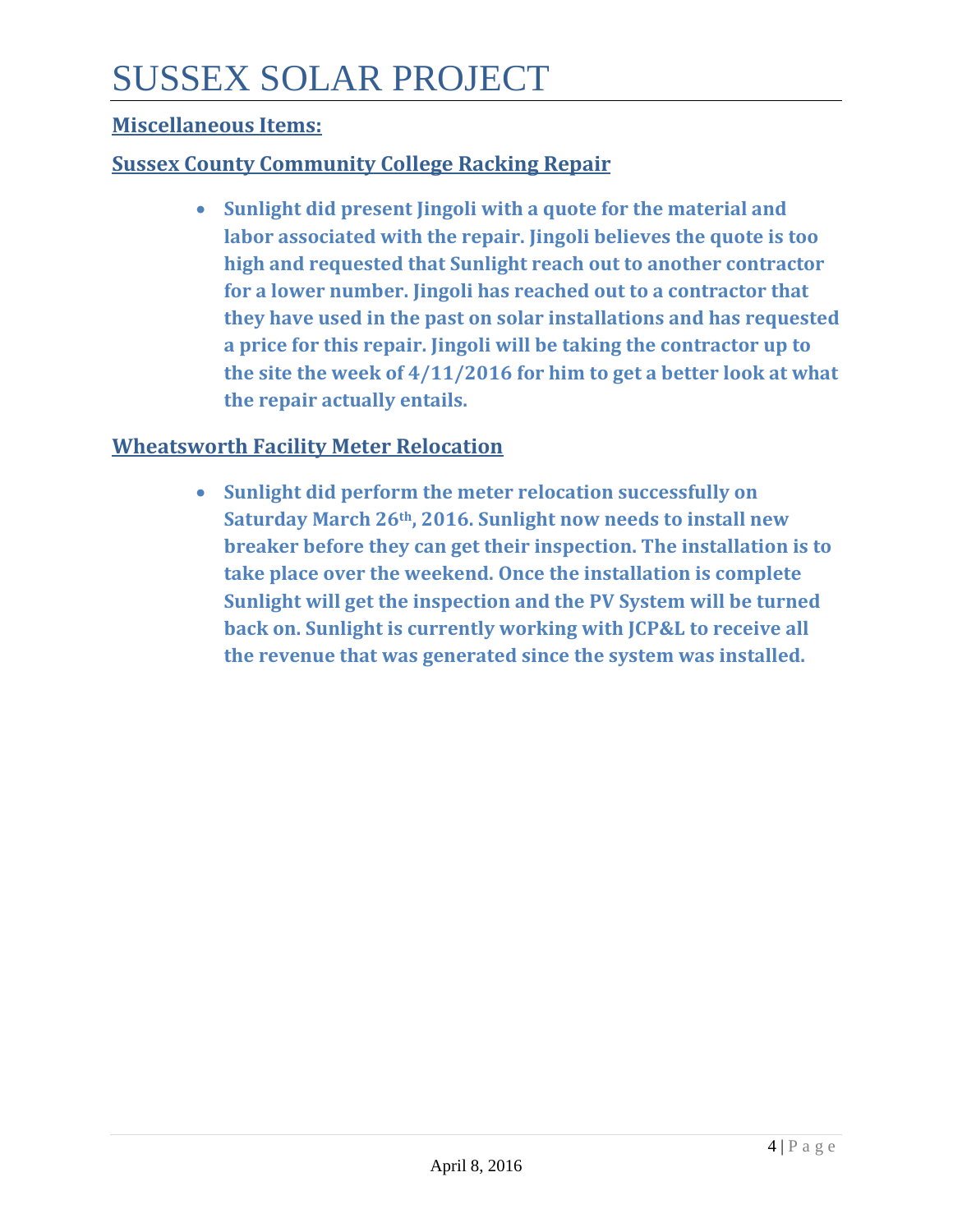# SUSSEX SOLAR PROJECT

## Miscellaneous Items:

### Sussex County Community College Racking Repair

- **Sunlight did present Jingoli with a quote for the material and labor associated with the repair. Jingoli believes the quote is too high and requested that Sunlight reach out to another contractor for a lower number. Jingoli has reached out to a contractor that they have used in the past on solar installations and has requested a price for this repair. Jingoli will be taking the contractor up to the site the week of 4/11/2016 for him to get a better look at what the repair actually entails.**

### Wheatsworth Facility Meter Relocation

- **Sunlight did perform the meter relocation successfully on Saturday March 26th, 2016. Sunlight now needs to install new breaker before they can get their inspection. The installation is to take place over the weekend. Once the installation is complete Sunlight will get the inspection and the PV System will be turned back on. Sunlight is currently working with JCP&L to receive all the revenue that was generated since the system was installed.**

April 8, 2016